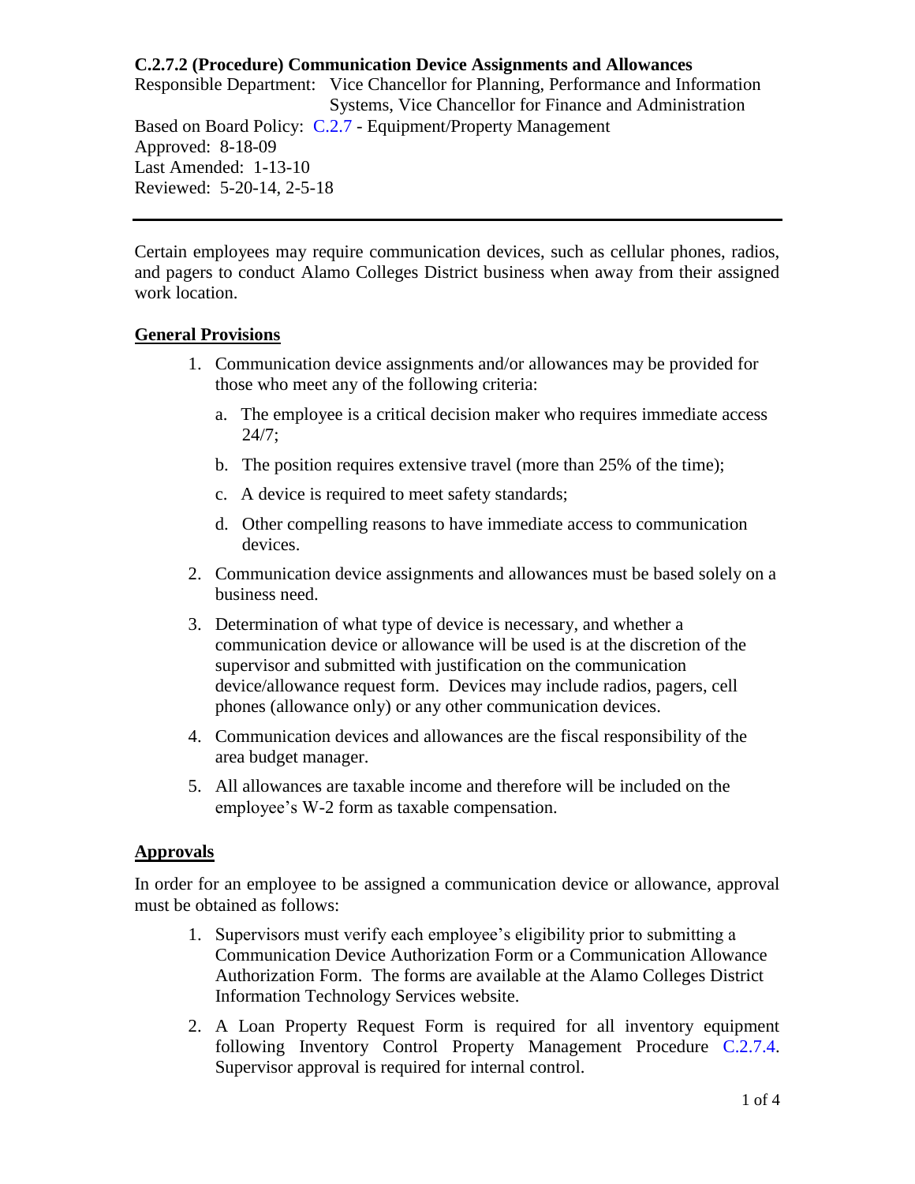# C.2.7.2 (Procedure) Communication Device Assignments and Allowances

Responsible Department: Vice Chancellor for Planning, Performance and Information Systems, Vice Chancellor for Finance and Administration

Based on Board Policy: C.2.7 - Equipment/Property Management

Approved: 8-18-09

Last Amended: 1-13-10

Reviewed: 5-20-14, 2-5-18

---

Certain employees may require communication devices, such as cellular phones, radios, and pagers to conduct Alamo Colleges District business when away from their assigned work location.

## General Provisions

1. Communication device assignments and/or allowances may be provided for those who meet any of the following criteria:
   a. The employee is a critical decision maker who requires immediate access 24/7;
   b. The position requires extensive travel (more than 25% of the time);
   c. A device is required to meet safety standards;
   d. Other compelling reasons to have immediate access to communication devices.
2. Communication device assignments and allowances must be based solely on a business need.
3. Determination of what type of device is necessary, and whether a communication device or allowance will be used is at the discretion of the supervisor and submitted with justification on the communication device/allowance request form. Devices may include radios, pagers, cell phones (allowance only) or any other communication devices.
4. Communication devices and allowances are the fiscal responsibility of the area budget manager.
5. All allowances are taxable income and therefore will be included on the employee's W-2 form as taxable compensation.

## Approvals

In order for an employee to be assigned a communication device or allowance, approval must be obtained as follows:

1. Supervisors must verify each employee's eligibility prior to submitting a Communication Device Authorization Form or a Communication Allowance Authorization Form. The forms are available at the Alamo Colleges District Information Technology Services website.
2. A Loan Property Request Form is required for all inventory equipment following Inventory Control Property Management Procedure C.2.7.4. Supervisor approval is required for internal control.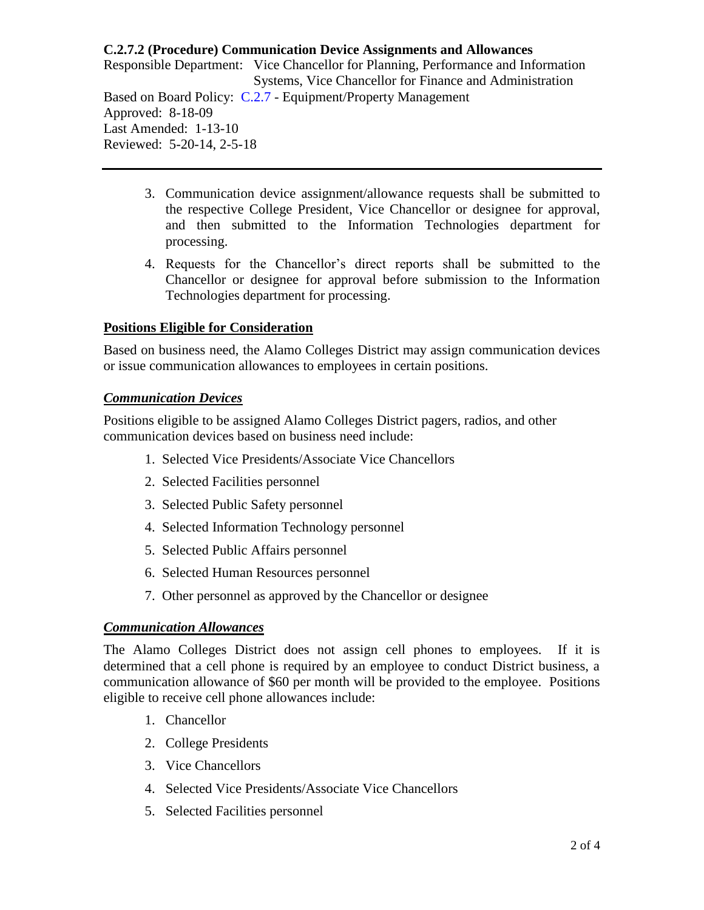**C.2.7.2 (Procedure) Communication Device Assignments and Allowances**

Responsible Department: Vice Chancellor for Planning, Performance and Information Systems, Vice Chancellor for Finance and Administration

Based on Board Policy: C.2.7 - Equipment/Property Management

Approved: 8-18-09

Last Amended: 1-13-10

Reviewed: 5-20-14, 2-5-18

---

3. Communication device assignment/allowance requests shall be submitted to the respective College President, Vice Chancellor or designee for approval, and then submitted to the Information Technologies department for processing.
4. Requests for the Chancellor's direct reports shall be submitted to the Chancellor or designee for approval before submission to the Information Technologies department for processing.

## Positions Eligible for Consideration

Based on business need, the Alamo Colleges District may assign communication devices or issue communication allowances to employees in certain positions.

### *Communication Devices*

Positions eligible to be assigned Alamo Colleges District pagers, radios, and other communication devices based on business need include:

1. Selected Vice Presidents/Associate Vice Chancellors
2. Selected Facilities personnel
3. Selected Public Safety personnel
4. Selected Information Technology personnel
5. Selected Public Affairs personnel
6. Selected Human Resources personnel
7. Other personnel as approved by the Chancellor or designee

### *Communication Allowances*

The Alamo Colleges District does not assign cell phones to employees. If it is determined that a cell phone is required by an employee to conduct District business, a communication allowance of $60 per month will be provided to the employee. Positions eligible to receive cell phone allowances include:

1. Chancellor
2. College Presidents
3. Vice Chancellors
4. Selected Vice Presidents/Associate Vice Chancellors
5. Selected Facilities personnel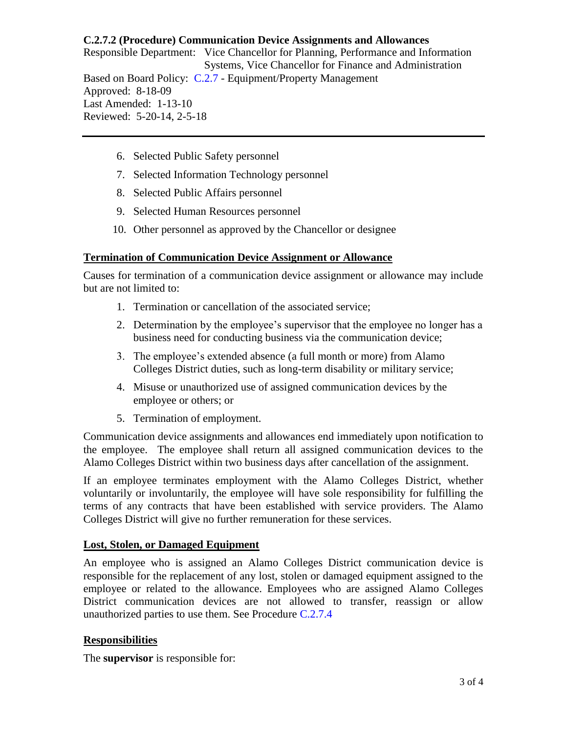6. Selected Public Safety personnel
7. Selected Information Technology personnel
8. Selected Public Affairs personnel
9. Selected Human Resources personnel
10. Other personnel as approved by the Chancellor or designee

## Termination of Communication Device Assignment or Allowance

Causes for termination of a communication device assignment or allowance may include but are not limited to:

1. Termination or cancellation of the associated service;
2. Determination by the employee's supervisor that the employee no longer has a business need for conducting business via the communication device;
3. The employee's extended absence (a full month or more) from Alamo Colleges District duties, such as long-term disability or military service;
4. Misuse or unauthorized use of assigned communication devices by the employee or others; or
5. Termination of employment.

Communication device assignments and allowances end immediately upon notification to the employee. The employee shall return all assigned communication devices to the Alamo Colleges District within two business days after cancellation of the assignment.

If an employee terminates employment with the Alamo Colleges District, whether voluntarily or involuntarily, the employee will have sole responsibility for fulfilling the terms of any contracts that have been established with service providers. The Alamo Colleges District will give no further remuneration for these services.

## Lost, Stolen, or Damaged Equipment

An employee who is assigned an Alamo Colleges District communication device is responsible for the replacement of any lost, stolen or damaged equipment assigned to the employee or related to the allowance. Employees who are assigned Alamo Colleges District communication devices are not allowed to transfer, reassign or allow unauthorized parties to use them. See Procedure C.2.7.4

## Responsibilities

The **supervisor** is responsible for: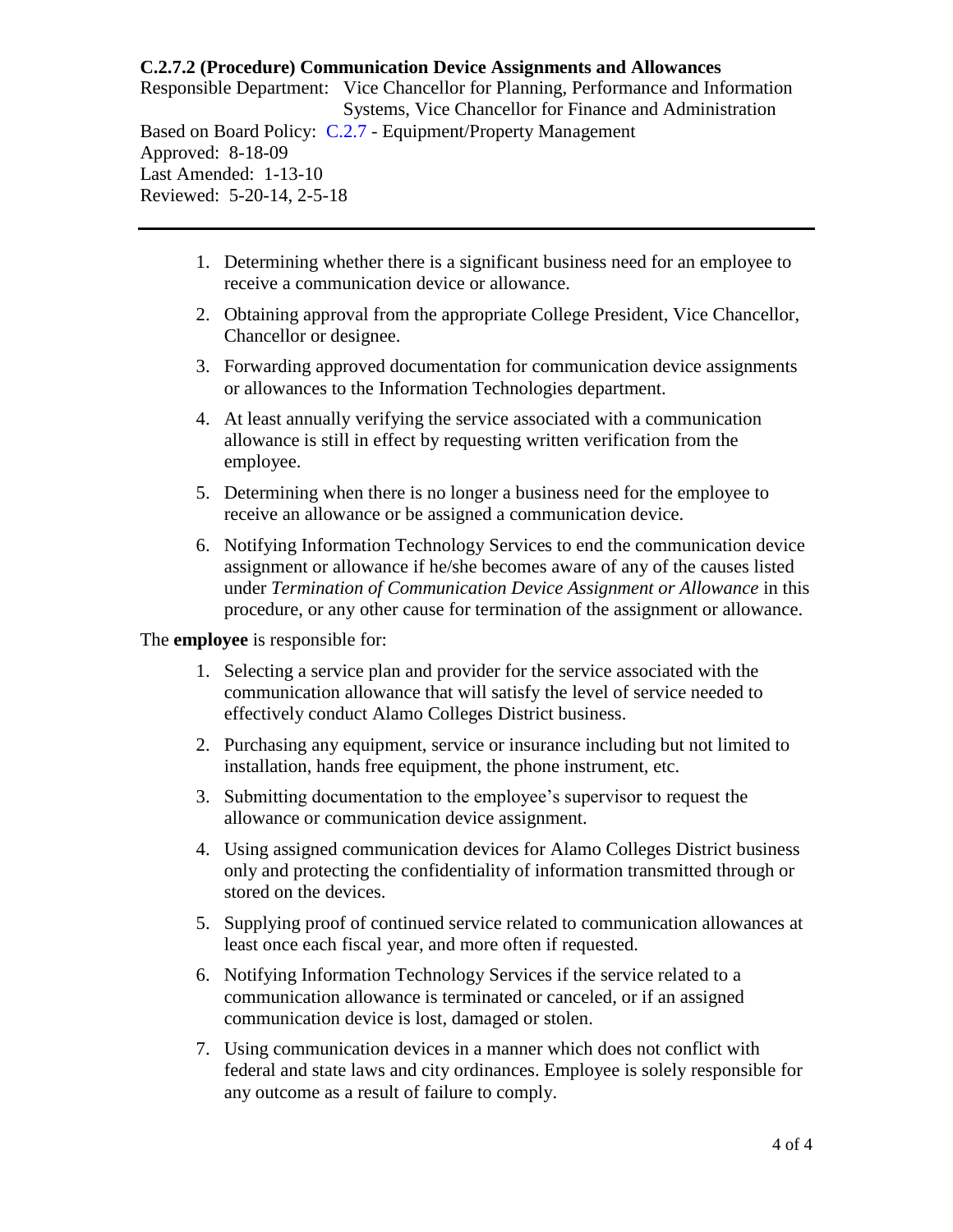1. Determining whether there is a significant business need for an employee to receive a communication device or allowance.
2. Obtaining approval from the appropriate College President, Vice Chancellor, Chancellor or designee.
3. Forwarding approved documentation for communication device assignments or allowances to the Information Technologies department.
4. At least annually verifying the service associated with a communication allowance is still in effect by requesting written verification from the employee.
5. Determining when there is no longer a business need for the employee to receive an allowance or be assigned a communication device.
6. Notifying Information Technology Services to end the communication device assignment or allowance if he/she becomes aware of any of the causes listed under *Termination of Communication Device Assignment or Allowance* in this procedure, or any other cause for termination of the assignment or allowance.

The **employee** is responsible for:

1. Selecting a service plan and provider for the service associated with the communication allowance that will satisfy the level of service needed to effectively conduct Alamo Colleges District business.
2. Purchasing any equipment, service or insurance including but not limited to installation, hands free equipment, the phone instrument, etc.
3. Submitting documentation to the employee's supervisor to request the allowance or communication device assignment.
4. Using assigned communication devices for Alamo Colleges District business only and protecting the confidentiality of information transmitted through or stored on the devices.
5. Supplying proof of continued service related to communication allowances at least once each fiscal year, and more often if requested.
6. Notifying Information Technology Services if the service related to a communication allowance is terminated or canceled, or if an assigned communication device is lost, damaged or stolen.
7. Using communication devices in a manner which does not conflict with federal and state laws and city ordinances. Employee is solely responsible for any outcome as a result of failure to comply.